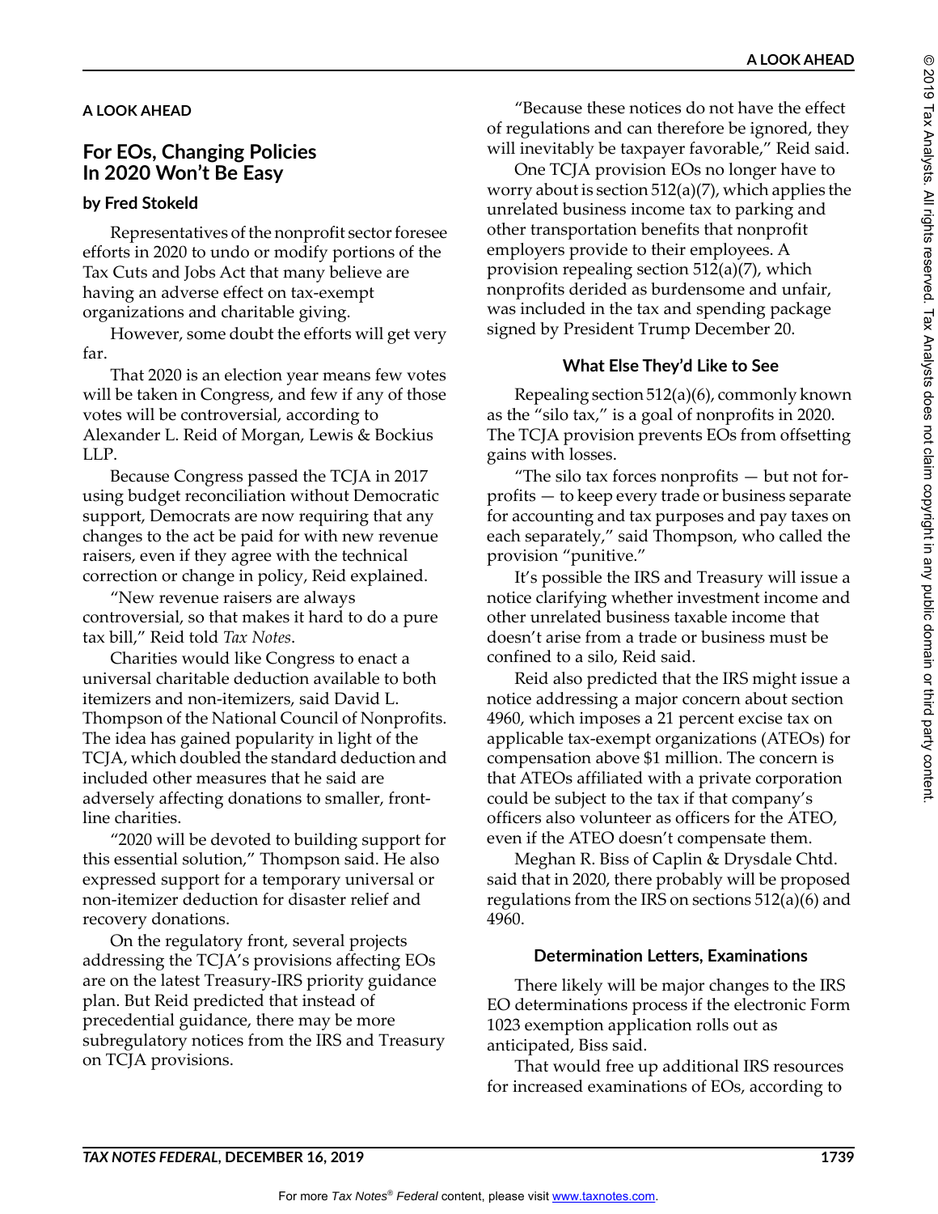## A LOOK AHEAD

# For EOs, Changing Policies In 2020 Won't Be Easy

**by Fred Stokeld**

Representatives of the nonprofit sector foresee efforts in 2020 to undo or modify portions of the Tax Cuts and Jobs Act that many believe are having an adverse effect on tax-exempt organizations and charitable giving.

However, some doubt the efforts will get very far.

That 2020 is an election year means few votes will be taken in Congress, and few if any of those votes will be controversial, according to Alexander L. Reid of Morgan, Lewis & Bockius LLP.

Because Congress passed the TCJA in 2017 using budget reconciliation without Democratic support, Democrats are now requiring that any changes to the act be paid for with new revenue raisers, even if they agree with the technical correction or change in policy, Reid explained.

"New revenue raisers are always controversial, so that makes it hard to do a pure tax bill," Reid told *Tax Notes*.

Charities would like Congress to enact a universal charitable deduction available to both itemizers and non-itemizers, said David L. Thompson of the National Council of Nonprofits. The idea has gained popularity in light of the TCJA, which doubled the standard deduction and included other measures that he said are adversely affecting donations to smaller, front-line charities.

"2020 will be devoted to building support for this essential solution," Thompson said. He also expressed support for a temporary universal or non-itemizer deduction for disaster relief and recovery donations.

On the regulatory front, several projects addressing the TCJA's provisions affecting EOs are on the latest Treasury-IRS priority guidance plan. But Reid predicted that instead of precedential guidance, there may be more subregulatory notices from the IRS and Treasury on TCJA provisions.

"Because these notices do not have the effect of regulations and can therefore be ignored, they will inevitably be taxpayer favorable," Reid said.

One TCJA provision EOs no longer have to worry about is section 512(a)(7), which applies the unrelated business income tax to parking and other transportation benefits that nonprofit employers provide to their employees. A provision repealing section 512(a)(7), which nonprofits derided as burdensome and unfair, was included in the tax and spending package signed by President Trump December 20.

### What Else They'd Like to See

Repealing section 512(a)(6), commonly known as the "silo tax," is a goal of nonprofits in 2020. The TCJA provision prevents EOs from offsetting gains with losses.

"The silo tax forces nonprofits — but not for-profits — to keep every trade or business separate for accounting and tax purposes and pay taxes on each separately," said Thompson, who called the provision "punitive."

It's possible the IRS and Treasury will issue a notice clarifying whether investment income and other unrelated business taxable income that doesn't arise from a trade or business must be confined to a silo, Reid said.

Reid also predicted that the IRS might issue a notice addressing a major concern about section 4960, which imposes a 21 percent excise tax on applicable tax-exempt organizations (ATEOs) for compensation above $1 million. The concern is that ATEOs affiliated with a private corporation could be subject to the tax if that company's officers also volunteer as officers for the ATEO, even if the ATEO doesn't compensate them.

Meghan R. Biss of Caplin & Drysdale Chtd. said that in 2020, there probably will be proposed regulations from the IRS on sections 512(a)(6) and 4960.

### Determination Letters, Examinations

There likely will be major changes to the IRS EO determinations process if the electronic Form 1023 exemption application rolls out as anticipated, Biss said.

That would free up additional IRS resources for increased examinations of EOs, according to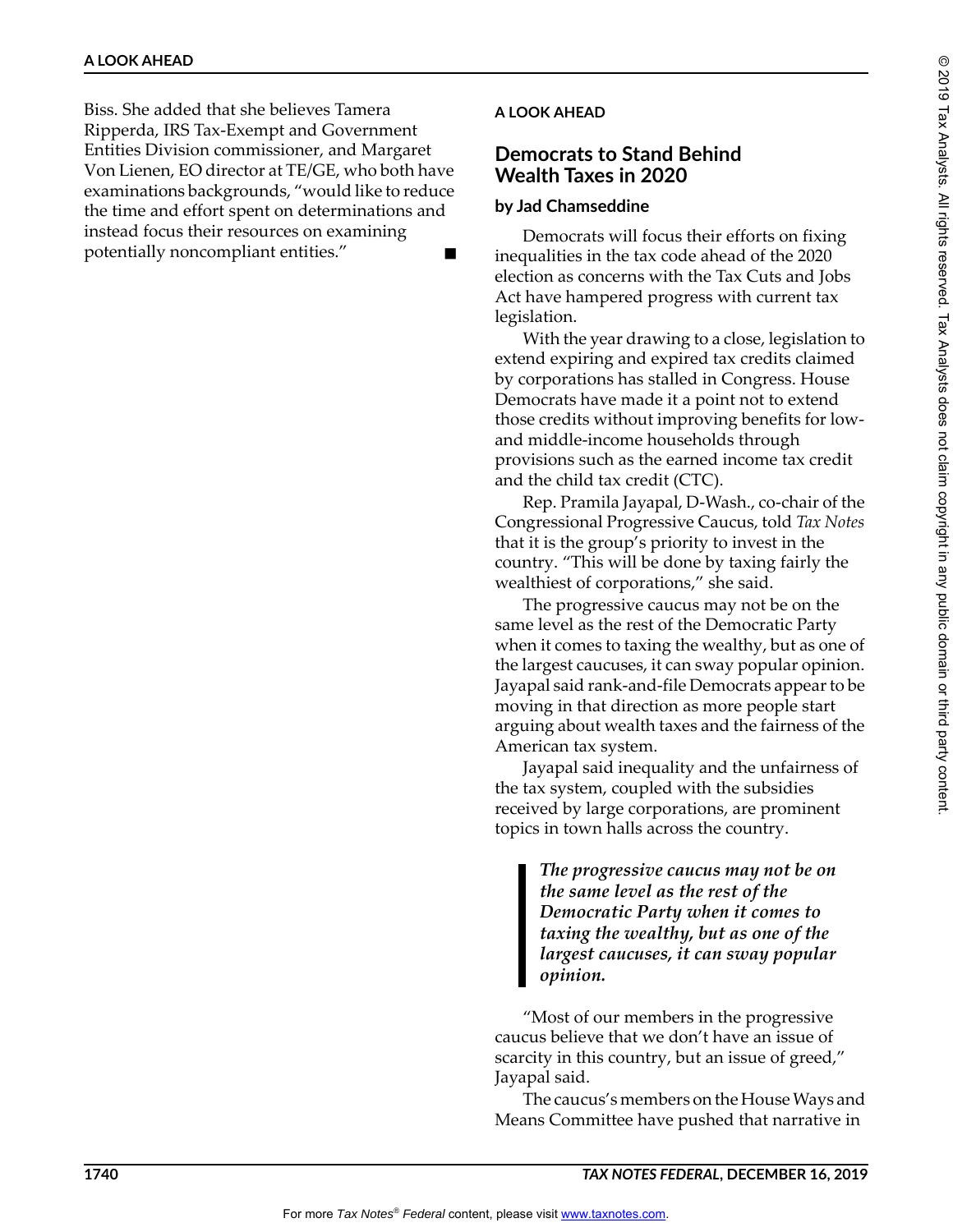Biss. She added that she believes Tamera Ripperda, IRS Tax-Exempt and Government Entities Division commissioner, and Margaret Von Lienen, EO director at TE/GE, who both have examinations backgrounds, "would like to reduce the time and effort spent on determinations and instead focus their resources on examining potentially noncompliant entities." ■

**A LOOK AHEAD**

## Democrats to Stand Behind Wealth Taxes in 2020

**by Jad Chamseddine**

Democrats will focus their efforts on fixing inequalities in the tax code ahead of the 2020 election as concerns with the Tax Cuts and Jobs Act have hampered progress with current tax legislation.

With the year drawing to a close, legislation to extend expiring and expired tax credits claimed by corporations has stalled in Congress. House Democrats have made it a point not to extend those credits without improving benefits for low- and middle-income households through provisions such as the earned income tax credit and the child tax credit (CTC).

Rep. Pramila Jayapal, D-Wash., co-chair of the Congressional Progressive Caucus, told *Tax Notes* that it is the group's priority to invest in the country. "This will be done by taxing fairly the wealthiest of corporations," she said.

The progressive caucus may not be on the same level as the rest of the Democratic Party when it comes to taxing the wealthy, but as one of the largest caucuses, it can sway popular opinion. Jayapal said rank-and-file Democrats appear to be moving in that direction as more people start arguing about wealth taxes and the fairness of the American tax system.

Jayapal said inequality and the unfairness of the tax system, coupled with the subsidies received by large corporations, are prominent topics in town halls across the country.

> ***The progressive caucus may not be on the same level as the rest of the Democratic Party when it comes to taxing the wealthy, but as one of the largest caucuses, it can sway popular opinion.***

"Most of our members in the progressive caucus believe that we don't have an issue of scarcity in this country, but an issue of greed," Jayapal said.

The caucus's members on the House Ways and Means Committee have pushed that narrative in